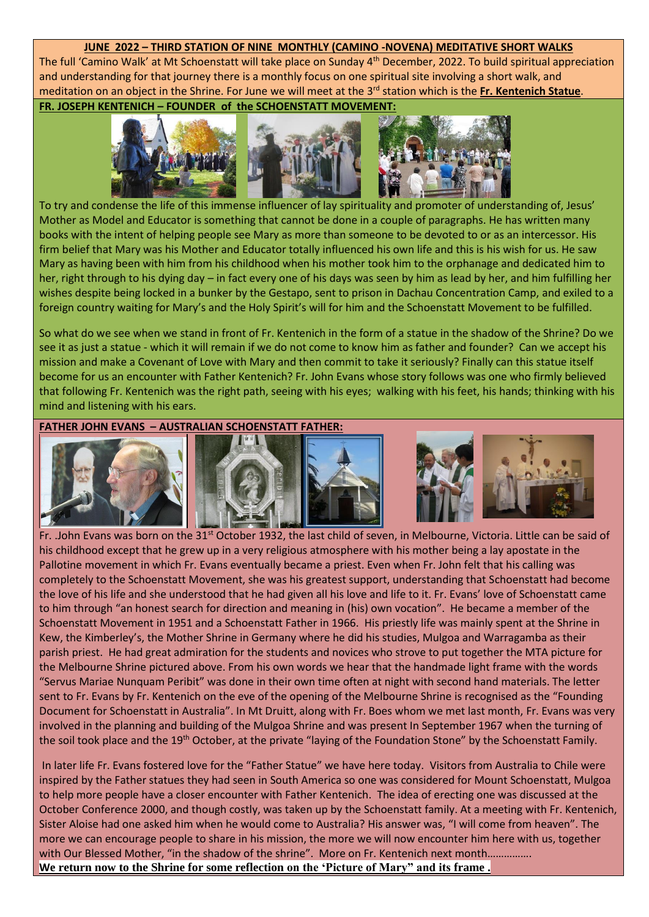**JUNE 2022 – THIRD STATION OF NINE MONTHLY (CAMINO -NOVENA) MEDITATIVE SHORT WALKS**

The full 'Camino Walk' at Mt Schoenstatt will take place on Sunday 4th December, 2022. To build spiritual appreciation and understanding for that journey there is a monthly focus on one spiritual site involving a short walk, and meditation on an object in the Shrine. For June we will meet at the 3rd station which is the **Fr. Kentenich Statue**.

**FR. JOSEPH KENTENICH – FOUNDER of the SCHOENSTATT MOVEMENT:**

To try and condense the life of this immense influencer of lay spirituality and promoter of understanding of, Jesus' Mother as Model and Educator is something that cannot be done in a couple of paragraphs. He has written many books with the intent of helping people see Mary as more than someone to be devoted to or as an intercessor. His firm belief that Mary was his Mother and Educator totally influenced his own life and this is his wish for us. He saw Mary as having been with him from his childhood when his mother took him to the orphanage and dedicated him to her, right through to his dying day – in fact every one of his days was seen by him as lead by her, and him fulfilling her wishes despite being locked in a bunker by the Gestapo, sent to prison in Dachau Concentration Camp, and exiled to a foreign country waiting for Mary's and the Holy Spirit's will for him and the Schoenstatt Movement to be fulfilled.

So what do we see when we stand in front of Fr. Kentenich in the form of a statue in the shadow of the Shrine? Do we see it as just a statue - which it will remain if we do not come to know him as father and founder? Can we accept his mission and make a Covenant of Love with Mary and then commit to take it seriously? Finally can this statue itself become for us an encounter with Father Kentenich? Fr. John Evans whose story follows was one who firmly believed that following Fr. Kentenich was the right path, seeing with his eyes; walking with his feet, his hands; thinking with his mind and listening with his ears.

**FATHER JOHN EVANS – AUSTRALIAN SCHOENSTATT FATHER:**

Fr. .John Evans was born on the 31st October 1932, the last child of seven, in Melbourne, Victoria. Little can be said of his childhood except that he grew up in a very religious atmosphere with his mother being a lay apostate in the Pallotine movement in which Fr. Evans eventually became a priest. Even when Fr. John felt that his calling was completely to the Schoenstatt Movement, she was his greatest support, understanding that Schoenstatt had become the love of his life and she understood that he had given all his love and life to it. Fr. Evans' love of Schoenstatt came to him through "an honest search for direction and meaning in (his) own vocation". He became a member of the Schoenstatt Movement in 1951 and a Schoenstatt Father in 1966. His priestly life was mainly spent at the Shrine in Kew, the Kimberley's, the Mother Shrine in Germany where he did his studies, Mulgoa and Warragamba as their parish priest. He had great admiration for the students and novices who strove to put together the MTA picture for the Melbourne Shrine pictured above. From his own words we hear that the handmade light frame with the words "Servus Mariae Nunquam Peribit" was done in their own time often at night with second hand materials. The letter sent to Fr. Evans by Fr. Kentenich on the eve of the opening of the Melbourne Shrine is recognised as the "Founding Document for Schoenstatt in Australia". In Mt Druitt, along with Fr. Boes whom we met last month, Fr. Evans was very involved in the planning and building of the Mulgoa Shrine and was present In September 1967 when the turning of the soil took place and the 19th October, at the private "laying of the Foundation Stone" by the Schoenstatt Family.

In later life Fr. Evans fostered love for the "Father Statue" we have here today. Visitors from Australia to Chile were inspired by the Father statues they had seen in South America so one was considered for Mount Schoenstatt, Mulgoa to help more people have a closer encounter with Father Kentenich. The idea of erecting one was discussed at the October Conference 2000, and though costly, was taken up by the Schoenstatt family. At a meeting with Fr. Kentenich, Sister Aloise had one asked him when he would come to Australia? His answer was, "I will come from heaven". The more we can encourage people to share in his mission, the more we will now encounter him here with us, together with Our Blessed Mother, "in the shadow of the shrine". More on Fr. Kentenich next month…………….

**We return now to the Shrine for some reflection on the 'Picture of Mary" and its frame .**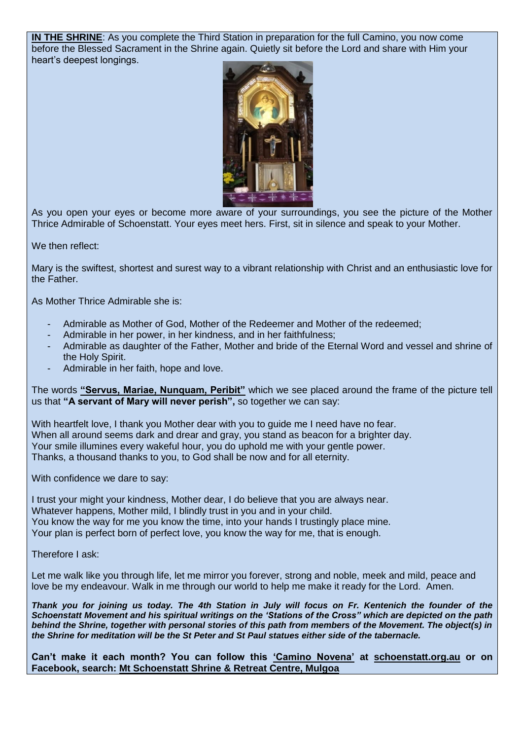**IN THE SHRINE**: As you complete the Third Station in preparation for the full Camino, you now come before the Blessed Sacrament in the Shrine again. Quietly sit before the Lord and share with Him your heart's deepest longings.

As you open your eyes or become more aware of your surroundings, you see the picture of the Mother Thrice Admirable of Schoenstatt. Your eyes meet hers. First, sit in silence and speak to your Mother.

We then reflect:

Mary is the swiftest, shortest and surest way to a vibrant relationship with Christ and an enthusiastic love for the Father.

As Mother Thrice Admirable she is:

- Admirable as Mother of God, Mother of the Redeemer and Mother of the redeemed;
- Admirable in her power, in her kindness, and in her faithfulness;
- Admirable as daughter of the Father, Mother and bride of the Eternal Word and vessel and shrine of the Holy Spirit.
- Admirable in her faith, hope and love.

The words **"Servus, Mariae, Nunquam, Peribit"** which we see placed around the frame of the picture tell us that **"A servant of Mary will never perish",** so together we can say:

With heartfelt love, I thank you Mother dear with you to guide me I need have no fear.
When all around seems dark and drear and gray, you stand as beacon for a brighter day.
Your smile illumines every wakeful hour, you do uphold me with your gentle power.
Thanks, a thousand thanks to you, to God shall be now and for all eternity.

With confidence we dare to say:

I trust your might your kindness, Mother dear, I do believe that you are always near.
Whatever happens, Mother mild, I blindly trust in you and in your child.
You know the way for me you know the time, into your hands I trustingly place mine.
Your plan is perfect born of perfect love, you know the way for me, that is enough.

Therefore I ask:

Let me walk like you through life, let me mirror you forever, strong and noble, meek and mild, peace and love be my endeavour. Walk in me through our world to help me make it ready for the Lord. Amen.

***Thank you for joining us today. The 4th Station in July will focus on Fr. Kentenich the founder of the Schoenstatt Movement and his spiritual writings on the 'Stations of the Cross" which are depicted on the path behind the Shrine, together with personal stories of this path from members of the Movement. The object(s) in the Shrine for meditation will be the St Peter and St Paul statues either side of the tabernacle.***

**Can't make it each month? You can follow this 'Camino Novena' at schoenstatt.org.au or on Facebook, search: Mt Schoenstatt Shrine & Retreat Centre, Mulgoa**